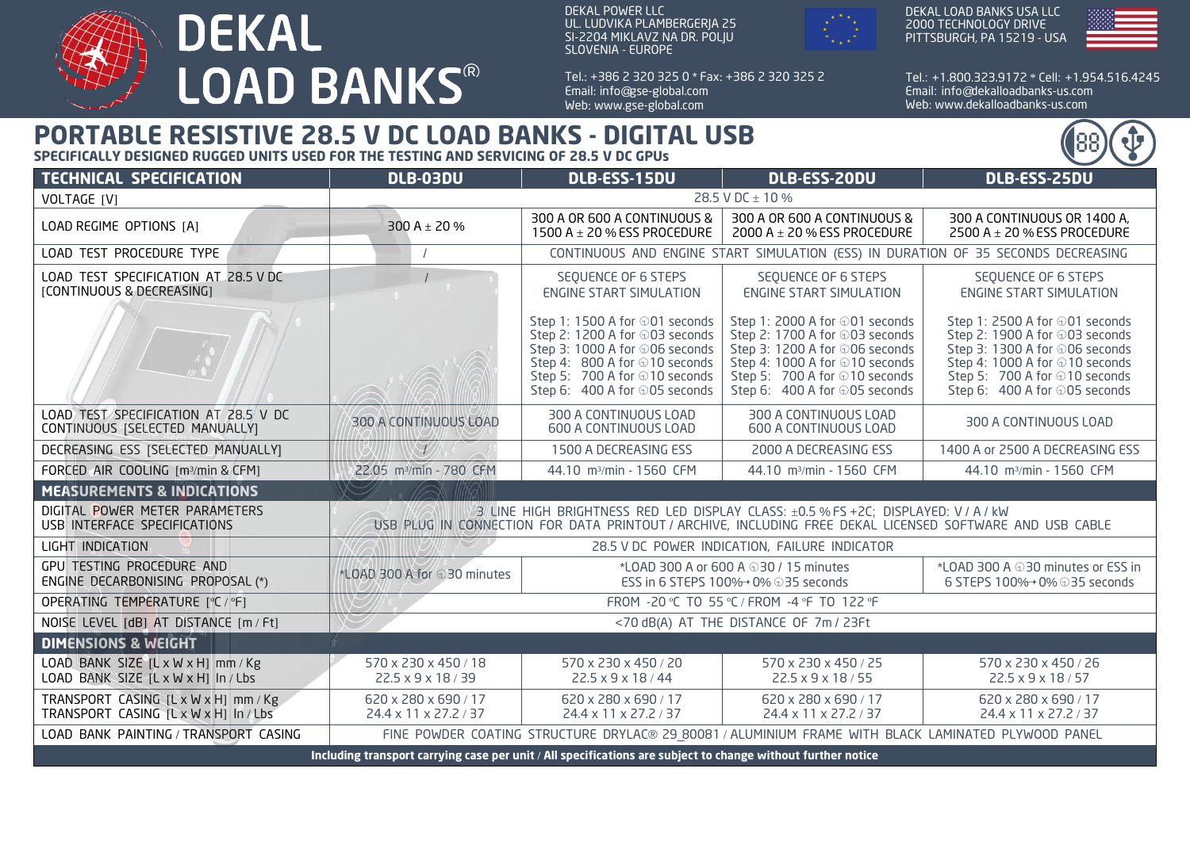# DEKAL LOAD BANKS®

DEKAL POWER LLC
UL. LUDVIKA PLAMBERGERJA 25
SI-2204 MIKLAVZ NA DR. POLJU
SLOVENIA - EUROPE

Tel.: +386 2 320 325 0 * Fax: +386 2 320 325 2
Email: info@gse-global.com
Web: www.gse-global.com

DEKAL LOAD BANKS USA LLC
2000 TECHNOLOGY DRIVE
PITTSBURGH, PA 15219 - USA

Tel.: +1.800.323.9172 * Cell: +1.954.516.4245
Email: info@dekalloadbanks-us.com
Web: www.dekalloadbanks-us.com

## PORTABLE RESISTIVE 28.5 V DC LOAD BANKS - DIGITAL USB

**SPECIFICALLY DESIGNED RUGGED UNITS USED FOR THE TESTING AND SERVICING OF 28.5 V DC GPUs**

| TECHNICAL SPECIFICATION | DLB-03DU | DLB-ESS-15DU | DLB-ESS-20DU | DLB-ESS-25DU |
|---|---|---|---|---|
| VOLTAGE [V] | 28.5 V DC ± 10 % | | | |
| LOAD REGIME OPTIONS [A] | 300 A ± 20 % | 300 A OR 600 A CONTINUOUS & 1500 A ± 20 % ESS PROCEDURE | 300 A OR 600 A CONTINUOUS & 2000 A ± 20 % ESS PROCEDURE | 300 A CONTINUOUS OR 1400 A, 2500 A ± 20 % ESS PROCEDURE |
| LOAD TEST PROCEDURE TYPE | / | CONTINUOUS AND ENGINE START SIMULATION (ESS) IN DURATION OF 35 SECONDS DECREASING | | |
| LOAD TEST SPECIFICATION AT 28.5 V DC [CONTINUOUS & DECREASING] | / | SEQUENCE OF 6 STEPS ENGINE START SIMULATION<br>Step 1: 1500 A for 01 seconds<br>Step 2: 1200 A for 03 seconds<br>Step 3: 1000 A for 06 seconds<br>Step 4: 800 A for 10 seconds<br>Step 5: 700 A for 10 seconds<br>Step 6: 400 A for 05 seconds | SEQUENCE OF 6 STEPS ENGINE START SIMULATION<br>Step 1: 2000 A for 01 seconds<br>Step 2: 1700 A for 03 seconds<br>Step 3: 1200 A for 06 seconds<br>Step 4: 1000 A for 10 seconds<br>Step 5: 700 A for 10 seconds<br>Step 6: 400 A for 05 seconds | SEQUENCE OF 6 STEPS ENGINE START SIMULATION<br>Step 1: 2500 A for 01 seconds<br>Step 2: 1900 A for 03 seconds<br>Step 3: 1300 A for 06 seconds<br>Step 4: 1000 A for 10 seconds<br>Step 5: 700 A for 10 seconds<br>Step 6: 400 A for 05 seconds |
| LOAD TEST SPECIFICATION AT 28.5 V DC CONTINUOUS [SELECTED MANUALLY] | 300 A CONTINUOUS LOAD | 300 A CONTINUOUS LOAD<br>600 A CONTINUOUS LOAD | 300 A CONTINUOUS LOAD<br>600 A CONTINUOUS LOAD | 300 A CONTINUOUS LOAD |
| DECREASING ESS [SELECTED MANUALLY] | / | 1500 A DECREASING ESS | 2000 A DECREASING ESS | 1400 A or 2500 A DECREASING ESS |
| FORCED AIR COOLING [m³/min & CFM] | 22.05 m³/min - 780 CFM | 44.10 m³/min - 1560 CFM | 44.10 m³/min - 1560 CFM | 44.10 m³/min - 1560 CFM |
| **MEASUREMENTS & INDICATIONS** | | | | |
| DIGITAL POWER METER PARAMETERS<br>USB INTERFACE SPECIFICATIONS | 3 LINE HIGH BRIGHTNESS RED LED DISPLAY CLASS: ±0.5 % FS +2C; DISPLAYED: V / A / kW<br>USB PLUG IN CONNECTION FOR DATA PRINTOUT / ARCHIVE, INCLUDING FREE DEKAL LICENSED SOFTWARE AND USB CABLE | | | |
| LIGHT INDICATION | 28.5 V DC POWER INDICATION, FAILURE INDICATOR | | | |
| GPU TESTING PROCEDURE AND ENGINE DECARBONISING PROPOSAL (*) | *LOAD 300 A for 30 minutes | *LOAD 300 A or 600 A 30 / 15 minutes<br>ESS in 6 STEPS 100%→0% 35 seconds | | *LOAD 300 A 30 minutes or ESS in 6 STEPS 100%→0% 35 seconds |
| OPERATING TEMPERATURE [°C / °F] | FROM -20 °C TO 55 °C / FROM -4 °F TO 122 °F | | | |
| NOISE LEVEL [dB] AT DISTANCE [m / Ft] | <70 dB(A) AT THE DISTANCE OF 7m / 23Ft | | | |
| **DIMENSIONS & WEIGHT** | | | | |
| LOAD BANK SIZE [L x W x H] mm / Kg<br>LOAD BANK SIZE [L x W x H] In / Lbs | 570 x 230 x 450 / 18<br>22.5 x 9 x 18 / 39 | 570 x 230 x 450 / 20<br>22.5 x 9 x 18 / 44 | 570 x 230 x 450 / 25<br>22.5 x 9 x 18 / 55 | 570 x 230 x 450 / 26<br>22.5 x 9 x 18 / 57 |
| TRANSPORT CASING [L x W x H] mm / Kg<br>TRANSPORT CASING [L x W x H] In / Lbs | 620 x 280 x 690 / 17<br>24.4 x 11 x 27.2 / 37 | 620 x 280 x 690 / 17<br>24.4 x 11 x 27.2 / 37 | 620 x 280 x 690 / 17<br>24.4 x 11 x 27.2 / 37 | 620 x 280 x 690 / 17<br>24.4 x 11 x 27.2 / 37 |
| LOAD BANK PAINTING / TRANSPORT CASING | FINE POWDER COATING STRUCTURE DRYLAC® 29_80081 / ALUMINIUM FRAME WITH BLACK LAMINATED PLYWOOD PANEL | | | |

**Including transport carrying case per unit / All specifications are subject to change without further notice**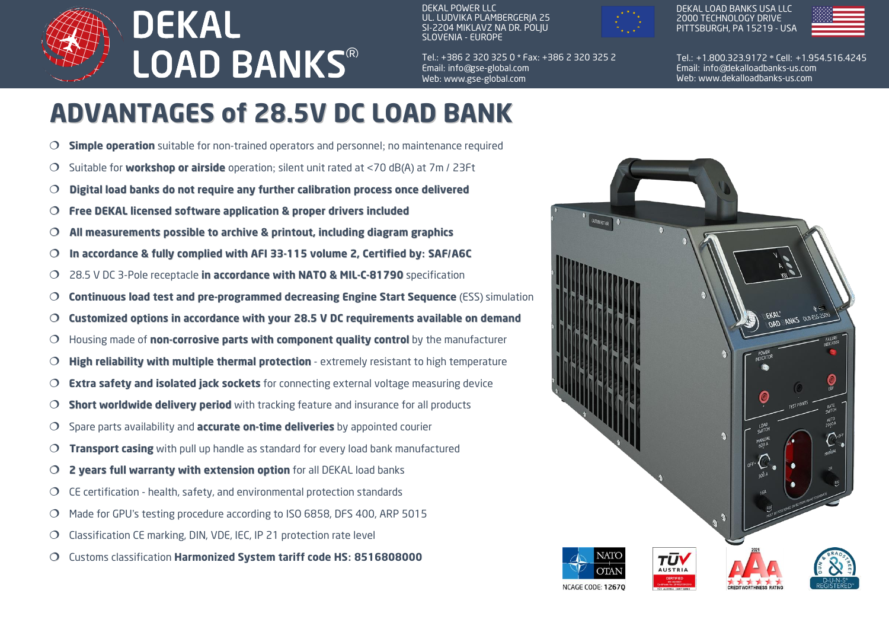# DEKAL LOAD BANKS®

DEKAL POWER LLC
UL. LUDVIKA PLAMBERGERJA 25
SI-2204 MIKLAVZ NA DR. POLJU
SLOVENIA - EUROPE

Tel.: +386 2 320 325 0 * Fax: +386 2 320 325 2
Email: info@gse-global.com
Web: www.gse-global.com

DEKAL LOAD BANKS USA LLC
2000 TECHNOLOGY DRIVE
PITTSBURGH, PA 15219 - USA

Tel.: +1.800.323.9172 * Cell: +1.954.516.4245
Email: info@dekalloadbanks-us.com
Web: www.dekalloadbanks-us.com

## ADVANTAGES of 28.5V DC LOAD BANK

- **Simple operation** suitable for non-trained operators and personnel; no maintenance required
- Suitable for **workshop or airside** operation; silent unit rated at <70 dB(A) at 7m / 23Ft
- **Digital load banks do not require any further calibration process once delivered**
- **Free DEKAL licensed software application & proper drivers included**
- **All measurements possible to archive & printout, including diagram graphics**
- **In accordance & fully complied with AFI 33-115 volume 2, Certified by: SAF/A6C**
- 28.5 V DC 3-Pole receptacle **in accordance with NATO & MIL-C-81790** specification
- **Continuous load test and pre-programmed decreasing Engine Start Sequence** (ESS) simulation
- **Customized options in accordance with your 28.5 V DC requirements available on demand**
- Housing made of **non-corrosive parts with component quality control** by the manufacturer
- **High reliability with multiple thermal protection** - extremely resistant to high temperature
- **Extra safety and isolated jack sockets** for connecting external voltage measuring device
- **Short worldwide delivery period** with tracking feature and insurance for all products
- Spare parts availability and **accurate on-time deliveries** by appointed courier
- **Transport casing** with pull up handle as standard for every load bank manufactured
- **2 years full warranty with extension option** for all DEKAL load banks
- CE certification - health, safety, and environmental protection standards
- Made for GPU's testing procedure according to ISO 6858, DFS 400, ARP 5015
- Classification CE marking, DIN, VDE, IEC, IP 21 protection rate level
- Customs classification **Harmonized System tariff code HS: 8516808000**

NATO OTAN
NCAGE CODE: 1267Q

TÜV AUSTRIA CERTIFIED

2021 AAA CREDITWORTHINESS RATING

DUN & BRADSTREET D-U-N-S® REGISTERED™